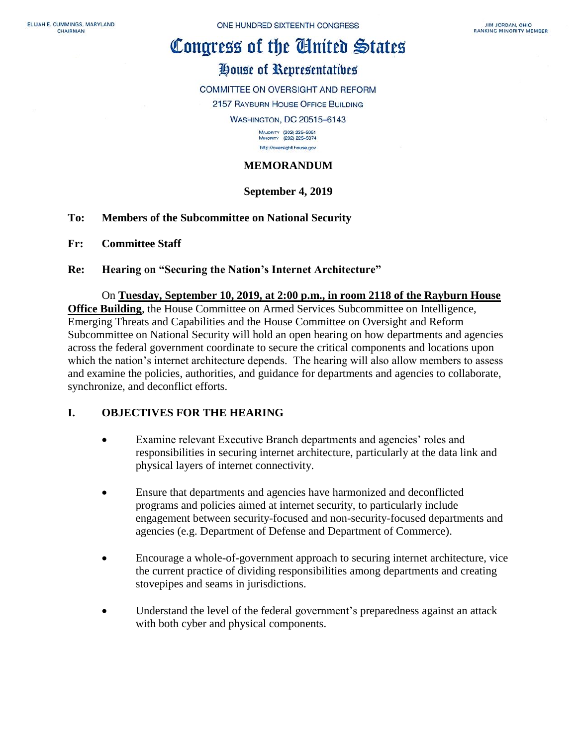ELIJAH E. CUMMINGS, MARYLAND
CHAIRMAN

ONE HUNDRED SIXTEENTH CONGRESS

JIM JORDAN, OHIO
RANKING MINORITY MEMBER

# Congress of the United States

## House of Representatives

COMMITTEE ON OVERSIGHT AND REFORM
2157 RAYBURN HOUSE OFFICE BUILDING
WASHINGTON, DC 20515–6143

MAJORITY (202) 225-5051
MINORITY (202) 225-5074
http://oversight.house.gov

**MEMORANDUM**

**September 4, 2019**

**To: Members of the Subcommittee on National Security**

**Fr: Committee Staff**

**Re: Hearing on "Securing the Nation's Internet Architecture"**

On **Tuesday, September 10, 2019, at 2:00 p.m., in room 2118 of the Rayburn House Office Building**, the House Committee on Armed Services Subcommittee on Intelligence, Emerging Threats and Capabilities and the House Committee on Oversight and Reform Subcommittee on National Security will hold an open hearing on how departments and agencies across the federal government coordinate to secure the critical components and locations upon which the nation's internet architecture depends. The hearing will also allow members to assess and examine the policies, authorities, and guidance for departments and agencies to collaborate, synchronize, and deconflict efforts.

## I. OBJECTIVES FOR THE HEARING

- Examine relevant Executive Branch departments and agencies' roles and responsibilities in securing internet architecture, particularly at the data link and physical layers of internet connectivity.

- Ensure that departments and agencies have harmonized and deconflicted programs and policies aimed at internet security, to particularly include engagement between security-focused and non-security-focused departments and agencies (e.g. Department of Defense and Department of Commerce).

- Encourage a whole-of-government approach to securing internet architecture, vice the current practice of dividing responsibilities among departments and creating stovepipes and seams in jurisdictions.

- Understand the level of the federal government's preparedness against an attack with both cyber and physical components.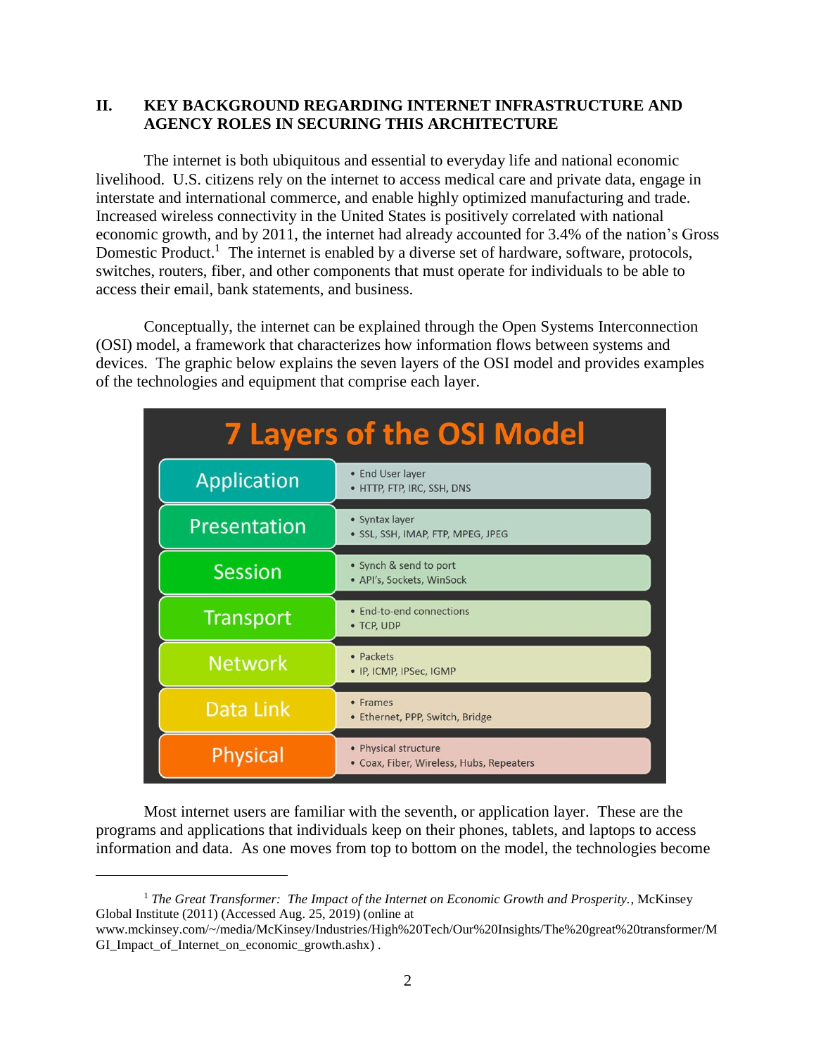## II. KEY BACKGROUND REGARDING INTERNET INFRASTRUCTURE AND AGENCY ROLES IN SECURING THIS ARCHITECTURE

The internet is both ubiquitous and essential to everyday life and national economic livelihood. U.S. citizens rely on the internet to access medical care and private data, engage in interstate and international commerce, and enable highly optimized manufacturing and trade. Increased wireless connectivity in the United States is positively correlated with national economic growth, and by 2011, the internet had already accounted for 3.4% of the nation's Gross Domestic Product.[1] The internet is enabled by a diverse set of hardware, software, protocols, switches, routers, fiber, and other components that must operate for individuals to be able to access their email, bank statements, and business.

Conceptually, the internet can be explained through the Open Systems Interconnection (OSI) model, a framework that characterizes how information flows between systems and devices. The graphic below explains the seven layers of the OSI model and provides examples of the technologies and equipment that comprise each layer.

**7 Layers of the OSI Model**

| Layer | Description |
|---|---|
| Application | • End User layer<br>• HTTP, FTP, IRC, SSH, DNS |
| Presentation | • Syntax layer<br>• SSL, SSH, IMAP, FTP, MPEG, JPEG |
| Session | • Synch & send to port<br>• API's, Sockets, WinSock |
| Transport | • End-to-end connections<br>• TCP, UDP |
| Network | • Packets<br>• IP, ICMP, IPSec, IGMP |
| Data Link | • Frames<br>• Ethernet, PPP, Switch, Bridge |
| Physical | • Physical structure<br>• Coax, Fiber, Wireless, Hubs, Repeaters |

Most internet users are familiar with the seventh, or application layer. These are the programs and applications that individuals keep on their phones, tablets, and laptops to access information and data. As one moves from top to bottom on the model, the technologies become

---

[1] *The Great Transformer: The Impact of the Internet on Economic Growth and Prosperity.*, McKinsey Global Institute (2011) (Accessed Aug. 25, 2019) (online at www.mckinsey.com/~/media/McKinsey/Industries/High%20Tech/Our%20Insights/The%20great%20transformer/MGI_Impact_of_Internet_on_economic_growth.ashx) .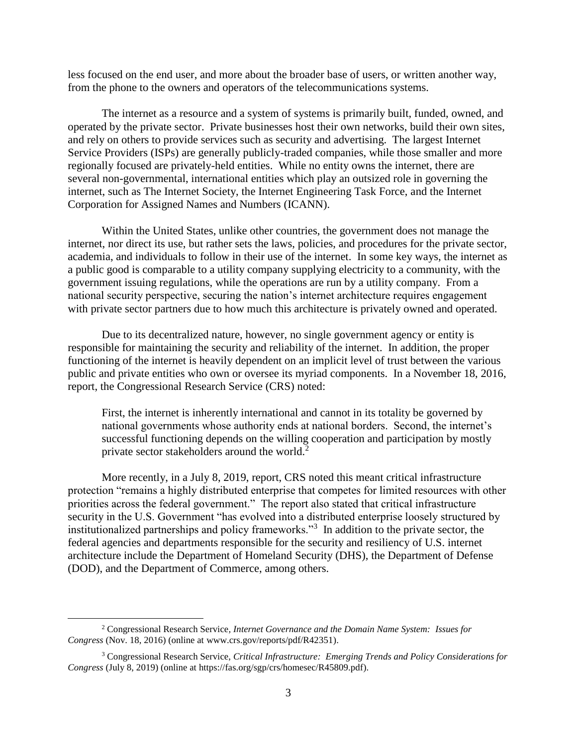less focused on the end user, and more about the broader base of users, or written another way, from the phone to the owners and operators of the telecommunications systems.

The internet as a resource and a system of systems is primarily built, funded, owned, and operated by the private sector. Private businesses host their own networks, build their own sites, and rely on others to provide services such as security and advertising. The largest Internet Service Providers (ISPs) are generally publicly-traded companies, while those smaller and more regionally focused are privately-held entities. While no entity owns the internet, there are several non-governmental, international entities which play an outsized role in governing the internet, such as The Internet Society, the Internet Engineering Task Force, and the Internet Corporation for Assigned Names and Numbers (ICANN).

Within the United States, unlike other countries, the government does not manage the internet, nor direct its use, but rather sets the laws, policies, and procedures for the private sector, academia, and individuals to follow in their use of the internet. In some key ways, the internet as a public good is comparable to a utility company supplying electricity to a community, with the government issuing regulations, while the operations are run by a utility company. From a national security perspective, securing the nation's internet architecture requires engagement with private sector partners due to how much this architecture is privately owned and operated.

Due to its decentralized nature, however, no single government agency or entity is responsible for maintaining the security and reliability of the internet. In addition, the proper functioning of the internet is heavily dependent on an implicit level of trust between the various public and private entities who own or oversee its myriad components. In a November 18, 2016, report, the Congressional Research Service (CRS) noted:

> First, the internet is inherently international and cannot in its totality be governed by national governments whose authority ends at national borders. Second, the internet's successful functioning depends on the willing cooperation and participation by mostly private sector stakeholders around the world.[2]

More recently, in a July 8, 2019, report, CRS noted this meant critical infrastructure protection "remains a highly distributed enterprise that competes for limited resources with other priorities across the federal government." The report also stated that critical infrastructure security in the U.S. Government "has evolved into a distributed enterprise loosely structured by institutionalized partnerships and policy frameworks."[3] In addition to the private sector, the federal agencies and departments responsible for the security and resiliency of U.S. internet architecture include the Department of Homeland Security (DHS), the Department of Defense (DOD), and the Department of Commerce, among others.

---

[2] Congressional Research Service, *Internet Governance and the Domain Name System: Issues for Congress* (Nov. 18, 2016) (online at www.crs.gov/reports/pdf/R42351).

[3] Congressional Research Service, *Critical Infrastructure: Emerging Trends and Policy Considerations for Congress* (July 8, 2019) (online at https://fas.org/sgp/crs/homesec/R45809.pdf).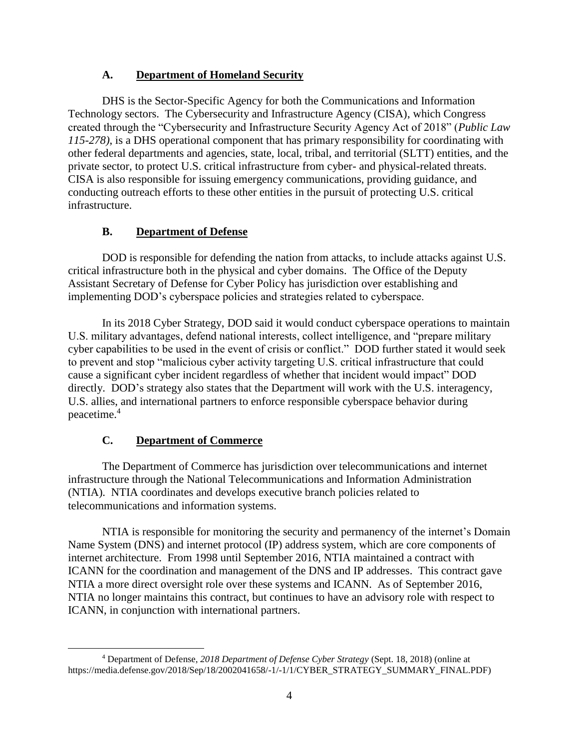### A. Department of Homeland Security

DHS is the Sector-Specific Agency for both the Communications and Information Technology sectors. The Cybersecurity and Infrastructure Agency (CISA), which Congress created through the "Cybersecurity and Infrastructure Security Agency Act of 2018" (*Public Law 115-278)*, is a DHS operational component that has primary responsibility for coordinating with other federal departments and agencies, state, local, tribal, and territorial (SLTT) entities, and the private sector, to protect U.S. critical infrastructure from cyber- and physical-related threats. CISA is also responsible for issuing emergency communications, providing guidance, and conducting outreach efforts to these other entities in the pursuit of protecting U.S. critical infrastructure.

### B. Department of Defense

DOD is responsible for defending the nation from attacks, to include attacks against U.S. critical infrastructure both in the physical and cyber domains. The Office of the Deputy Assistant Secretary of Defense for Cyber Policy has jurisdiction over establishing and implementing DOD's cyberspace policies and strategies related to cyberspace.

In its 2018 Cyber Strategy, DOD said it would conduct cyberspace operations to maintain U.S. military advantages, defend national interests, collect intelligence, and "prepare military cyber capabilities to be used in the event of crisis or conflict." DOD further stated it would seek to prevent and stop "malicious cyber activity targeting U.S. critical infrastructure that could cause a significant cyber incident regardless of whether that incident would impact" DOD directly. DOD's strategy also states that the Department will work with the U.S. interagency, U.S. allies, and international partners to enforce responsible cyberspace behavior during peacetime.[4]

### C. Department of Commerce

The Department of Commerce has jurisdiction over telecommunications and internet infrastructure through the National Telecommunications and Information Administration (NTIA). NTIA coordinates and develops executive branch policies related to telecommunications and information systems.

NTIA is responsible for monitoring the security and permanency of the internet's Domain Name System (DNS) and internet protocol (IP) address system, which are core components of internet architecture. From 1998 until September 2016, NTIA maintained a contract with ICANN for the coordination and management of the DNS and IP addresses. This contract gave NTIA a more direct oversight role over these systems and ICANN. As of September 2016, NTIA no longer maintains this contract, but continues to have an advisory role with respect to ICANN, in conjunction with international partners.

---

[4] Department of Defense, *2018 Department of Defense Cyber Strategy* (Sept. 18, 2018) (online at https://media.defense.gov/2018/Sep/18/2002041658/-1/-1/1/CYBER_STRATEGY_SUMMARY_FINAL.PDF)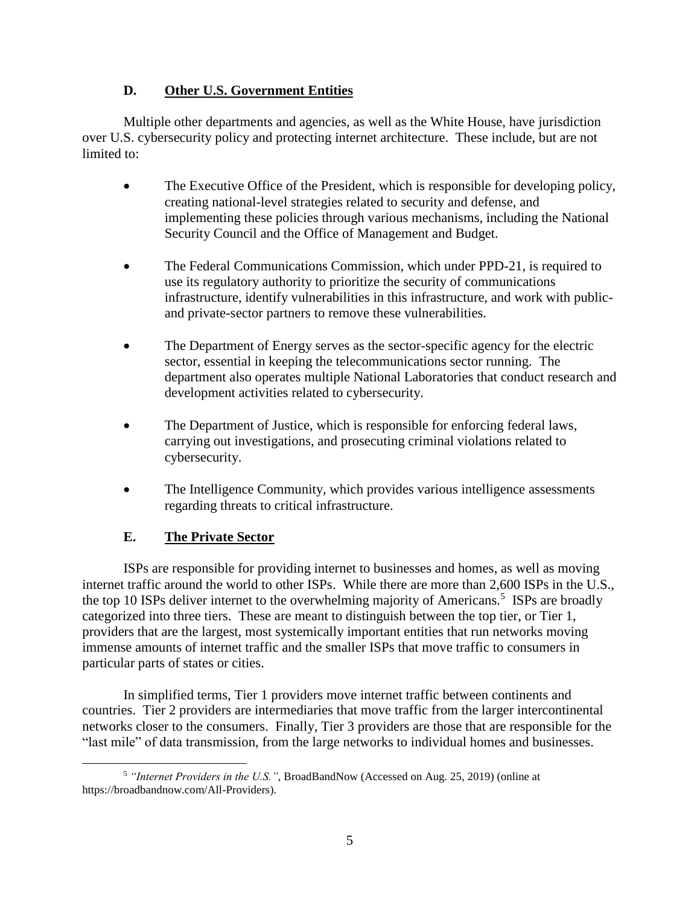### D. Other U.S. Government Entities

Multiple other departments and agencies, as well as the White House, have jurisdiction over U.S. cybersecurity policy and protecting internet architecture. These include, but are not limited to:

- The Executive Office of the President, which is responsible for developing policy, creating national-level strategies related to security and defense, and implementing these policies through various mechanisms, including the National Security Council and the Office of Management and Budget.
- The Federal Communications Commission, which under PPD-21, is required to use its regulatory authority to prioritize the security of communications infrastructure, identify vulnerabilities in this infrastructure, and work with public- and private-sector partners to remove these vulnerabilities.
- The Department of Energy serves as the sector-specific agency for the electric sector, essential in keeping the telecommunications sector running. The department also operates multiple National Laboratories that conduct research and development activities related to cybersecurity.
- The Department of Justice, which is responsible for enforcing federal laws, carrying out investigations, and prosecuting criminal violations related to cybersecurity.
- The Intelligence Community, which provides various intelligence assessments regarding threats to critical infrastructure.

### E. The Private Sector

ISPs are responsible for providing internet to businesses and homes, as well as moving internet traffic around the world to other ISPs. While there are more than 2,600 ISPs in the U.S., the top 10 ISPs deliver internet to the overwhelming majority of Americans.[5] ISPs are broadly categorized into three tiers. These are meant to distinguish between the top tier, or Tier 1, providers that are the largest, most systemically important entities that run networks moving immense amounts of internet traffic and the smaller ISPs that move traffic to consumers in particular parts of states or cities.

In simplified terms, Tier 1 providers move internet traffic between continents and countries. Tier 2 providers are intermediaries that move traffic from the larger intercontinental networks closer to the consumers. Finally, Tier 3 providers are those that are responsible for the "last mile" of data transmission, from the large networks to individual homes and businesses.

---

[5] *"Internet Providers in the U.S."*, BroadBandNow (Accessed on Aug. 25, 2019) (online at https://broadbandnow.com/All-Providers).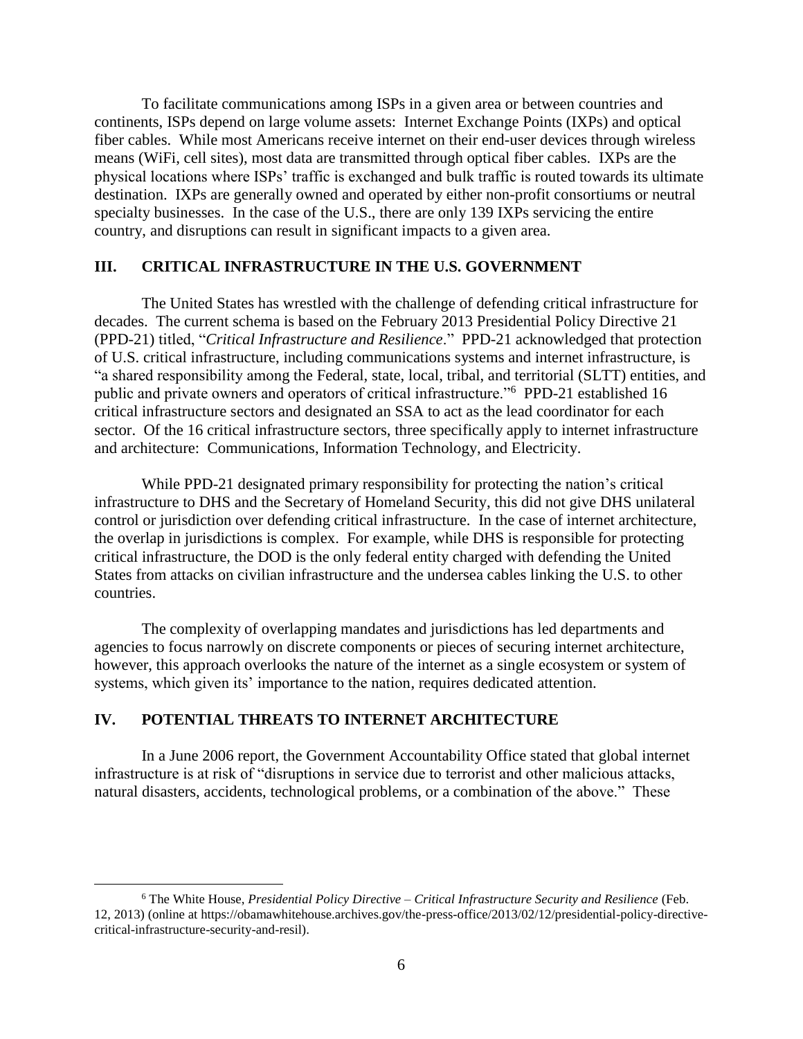To facilitate communications among ISPs in a given area or between countries and continents, ISPs depend on large volume assets: Internet Exchange Points (IXPs) and optical fiber cables. While most Americans receive internet on their end-user devices through wireless means (WiFi, cell sites), most data are transmitted through optical fiber cables. IXPs are the physical locations where ISPs' traffic is exchanged and bulk traffic is routed towards its ultimate destination. IXPs are generally owned and operated by either non-profit consortiums or neutral specialty businesses. In the case of the U.S., there are only 139 IXPs servicing the entire country, and disruptions can result in significant impacts to a given area.

## III. CRITICAL INFRASTRUCTURE IN THE U.S. GOVERNMENT

The United States has wrestled with the challenge of defending critical infrastructure for decades. The current schema is based on the February 2013 Presidential Policy Directive 21 (PPD-21) titled, "*Critical Infrastructure and Resilience*." PPD-21 acknowledged that protection of U.S. critical infrastructure, including communications systems and internet infrastructure, is "a shared responsibility among the Federal, state, local, tribal, and territorial (SLTT) entities, and public and private owners and operators of critical infrastructure."[6] PPD-21 established 16 critical infrastructure sectors and designated an SSA to act as the lead coordinator for each sector. Of the 16 critical infrastructure sectors, three specifically apply to internet infrastructure and architecture: Communications, Information Technology, and Electricity.

While PPD-21 designated primary responsibility for protecting the nation's critical infrastructure to DHS and the Secretary of Homeland Security, this did not give DHS unilateral control or jurisdiction over defending critical infrastructure. In the case of internet architecture, the overlap in jurisdictions is complex. For example, while DHS is responsible for protecting critical infrastructure, the DOD is the only federal entity charged with defending the United States from attacks on civilian infrastructure and the undersea cables linking the U.S. to other countries.

The complexity of overlapping mandates and jurisdictions has led departments and agencies to focus narrowly on discrete components or pieces of securing internet architecture, however, this approach overlooks the nature of the internet as a single ecosystem or system of systems, which given its' importance to the nation, requires dedicated attention.

## IV. POTENTIAL THREATS TO INTERNET ARCHITECTURE

In a June 2006 report, the Government Accountability Office stated that global internet infrastructure is at risk of "disruptions in service due to terrorist and other malicious attacks, natural disasters, accidents, technological problems, or a combination of the above." These

[6] The White House, *Presidential Policy Directive – Critical Infrastructure Security and Resilience* (Feb. 12, 2013) (online at https://obamawhitehouse.archives.gov/the-press-office/2013/02/12/presidential-policy-directive-critical-infrastructure-security-and-resil).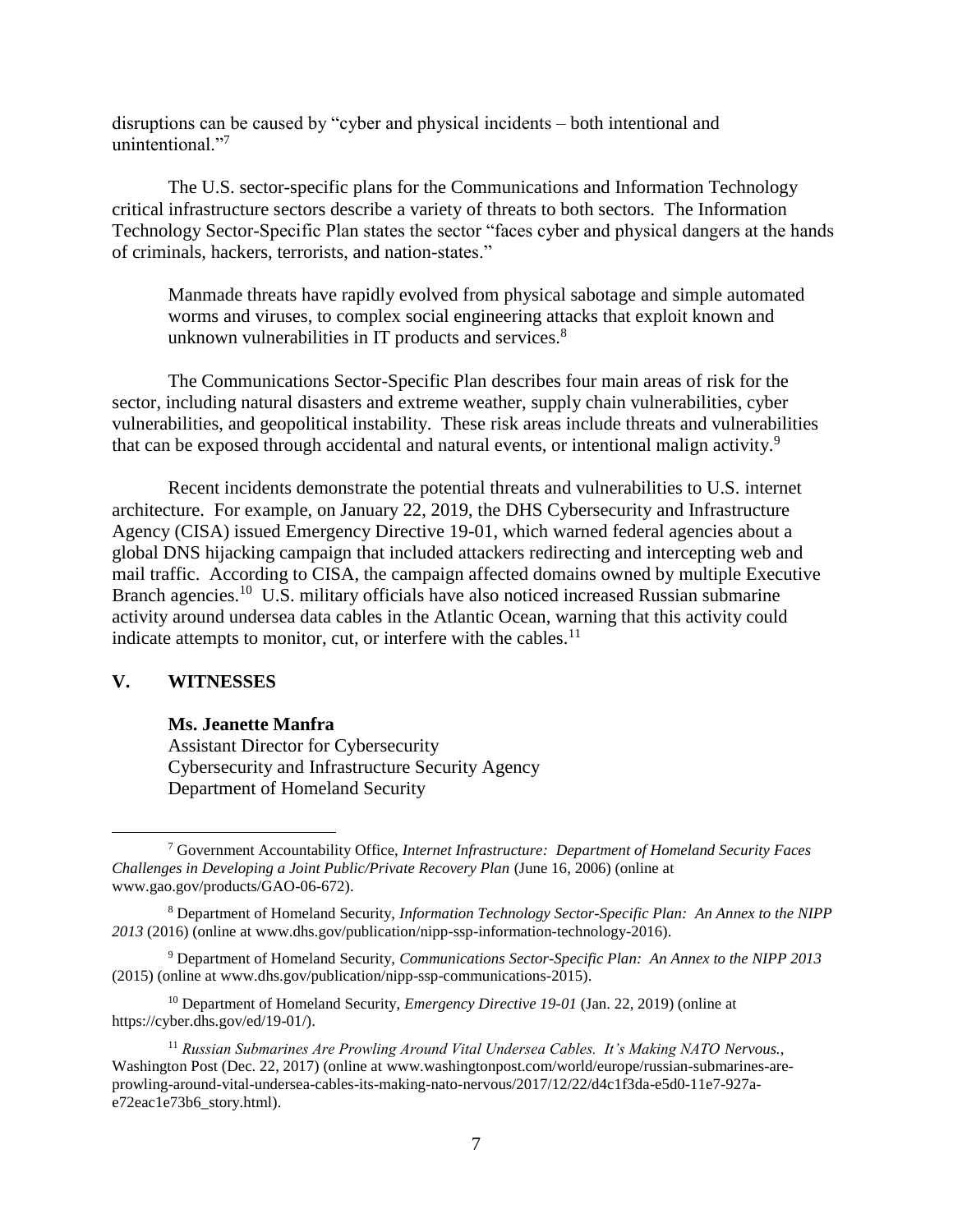disruptions can be caused by "cyber and physical incidents – both intentional and unintentional."[7]

The U.S. sector-specific plans for the Communications and Information Technology critical infrastructure sectors describe a variety of threats to both sectors. The Information Technology Sector-Specific Plan states the sector "faces cyber and physical dangers at the hands of criminals, hackers, terrorists, and nation-states."

> Manmade threats have rapidly evolved from physical sabotage and simple automated worms and viruses, to complex social engineering attacks that exploit known and unknown vulnerabilities in IT products and services.[8]

The Communications Sector-Specific Plan describes four main areas of risk for the sector, including natural disasters and extreme weather, supply chain vulnerabilities, cyber vulnerabilities, and geopolitical instability. These risk areas include threats and vulnerabilities that can be exposed through accidental and natural events, or intentional malign activity.[9]

Recent incidents demonstrate the potential threats and vulnerabilities to U.S. internet architecture. For example, on January 22, 2019, the DHS Cybersecurity and Infrastructure Agency (CISA) issued Emergency Directive 19-01, which warned federal agencies about a global DNS hijacking campaign that included attackers redirecting and intercepting web and mail traffic. According to CISA, the campaign affected domains owned by multiple Executive Branch agencies.[10] U.S. military officials have also noticed increased Russian submarine activity around undersea data cables in the Atlantic Ocean, warning that this activity could indicate attempts to monitor, cut, or interfere with the cables.[11]

## V. WITNESSES

**Ms. Jeanette Manfra**
Assistant Director for Cybersecurity
Cybersecurity and Infrastructure Security Agency
Department of Homeland Security

---

[7] Government Accountability Office, *Internet Infrastructure: Department of Homeland Security Faces Challenges in Developing a Joint Public/Private Recovery Plan* (June 16, 2006) (online at www.gao.gov/products/GAO-06-672).

[8] Department of Homeland Security, *Information Technology Sector-Specific Plan: An Annex to the NIPP 2013* (2016) (online at www.dhs.gov/publication/nipp-ssp-information-technology-2016).

[9] Department of Homeland Security, *Communications Sector-Specific Plan: An Annex to the NIPP 2013* (2015) (online at www.dhs.gov/publication/nipp-ssp-communications-2015).

[10] Department of Homeland Security, *Emergency Directive 19-01* (Jan. 22, 2019) (online at https://cyber.dhs.gov/ed/19-01/).

[11] *Russian Submarines Are Prowling Around Vital Undersea Cables. It's Making NATO Nervous.*, Washington Post (Dec. 22, 2017) (online at www.washingtonpost.com/world/europe/russian-submarines-are-prowling-around-vital-undersea-cables-its-making-nato-nervous/2017/12/22/d4c1f3da-e5d0-11e7-927a-e72eac1e73b6_story.html).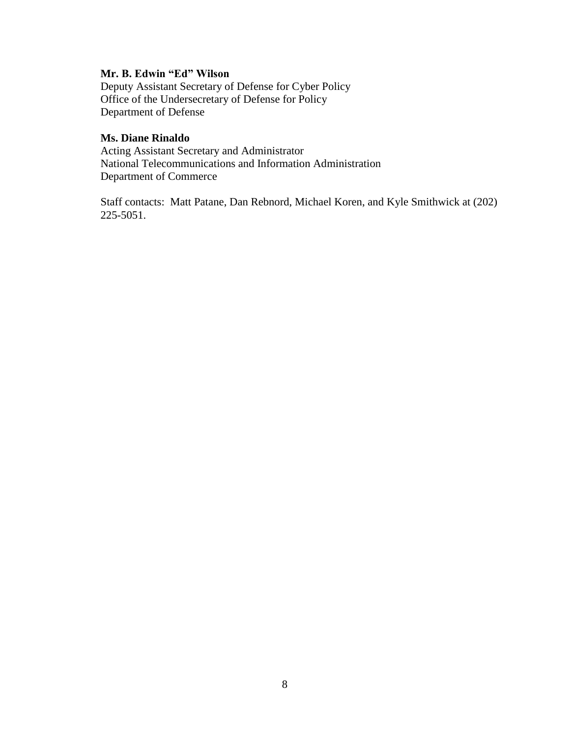**Mr. B. Edwin "Ed" Wilson**
Deputy Assistant Secretary of Defense for Cyber Policy
Office of the Undersecretary of Defense for Policy
Department of Defense

**Ms. Diane Rinaldo**
Acting Assistant Secretary and Administrator
National Telecommunications and Information Administration
Department of Commerce

Staff contacts: Matt Patane, Dan Rebnord, Michael Koren, and Kyle Smithwick at (202) 225-5051.